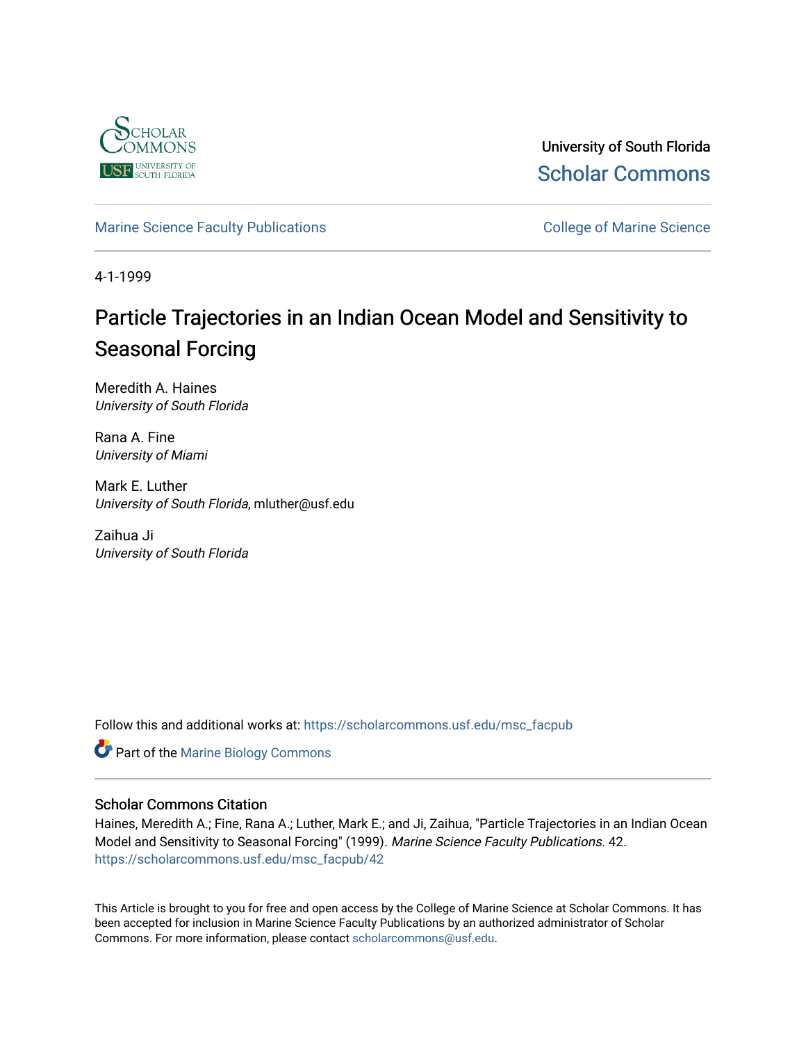University of South Florida

Scholar Commons

Marine Science Faculty Publications

College of Marine Science

4-1-1999

# Particle Trajectories in an Indian Ocean Model and Sensitivity to Seasonal Forcing

Meredith A. Haines
*University of South Florida*

Rana A. Fine
*University of Miami*

Mark E. Luther
*University of South Florida*, mluther@usf.edu

Zaihua Ji
*University of South Florida*

Follow this and additional works at: https://scholarcommons.usf.edu/msc_facpub

Part of the Marine Biology Commons

## Scholar Commons Citation

Haines, Meredith A.; Fine, Rana A.; Luther, Mark E.; and Ji, Zaihua, "Particle Trajectories in an Indian Ocean Model and Sensitivity to Seasonal Forcing" (1999). *Marine Science Faculty Publications*. 42.
https://scholarcommons.usf.edu/msc_facpub/42

This Article is brought to you for free and open access by the College of Marine Science at Scholar Commons. It has been accepted for inclusion in Marine Science Faculty Publications by an authorized administrator of Scholar Commons. For more information, please contact scholarcommons@usf.edu.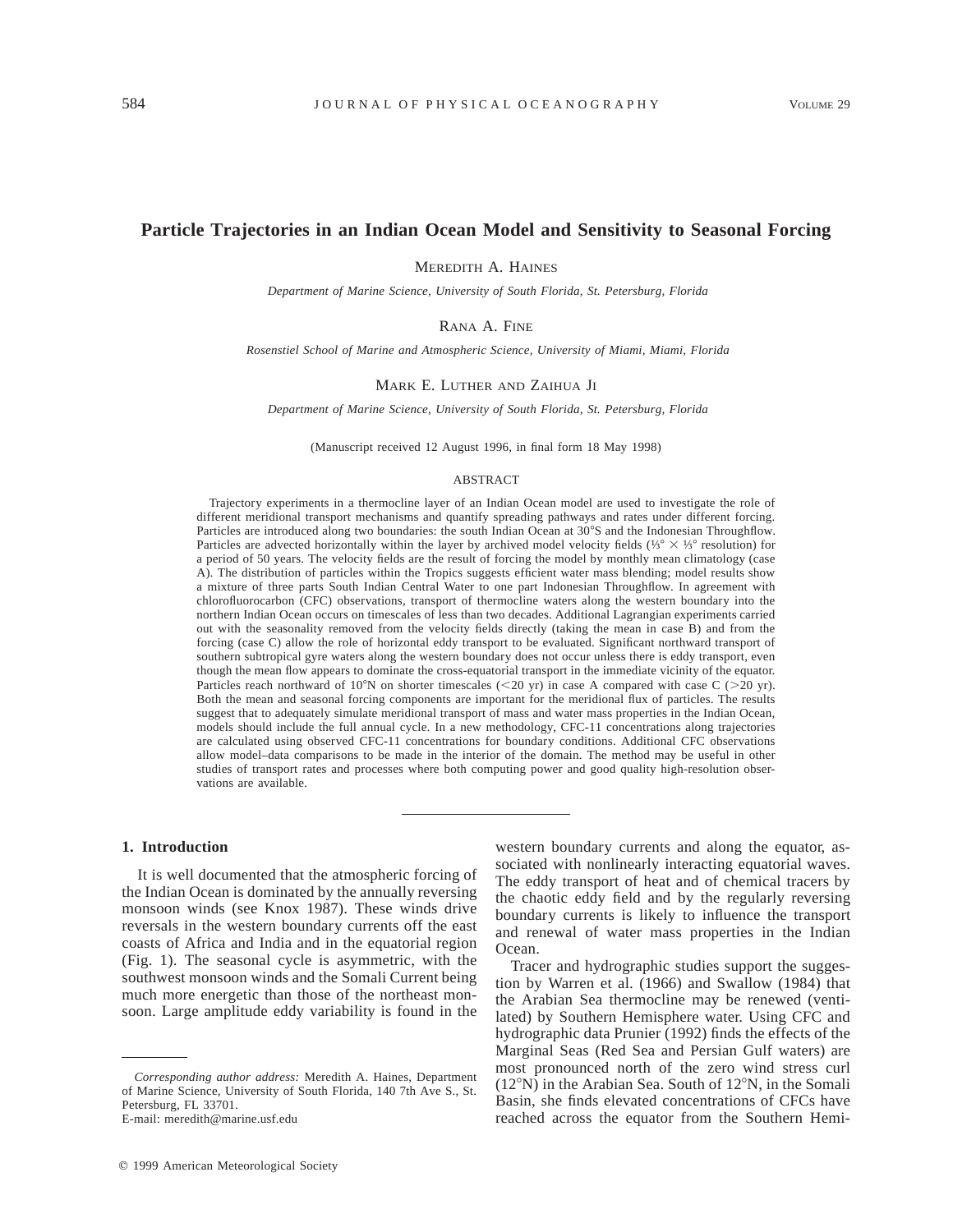# Particle Trajectories in an Indian Ocean Model and Sensitivity to Seasonal Forcing

Meredith A. Haines

*Department of Marine Science, University of South Florida, St. Petersburg, Florida*

Rana A. Fine

*Rosenstiel School of Marine and Atmospheric Science, University of Miami, Miami, Florida*

Mark E. Luther and Zaihua Ji

*Department of Marine Science, University of South Florida, St. Petersburg, Florida*

(Manuscript received 12 August 1996, in final form 18 May 1998)

## ABSTRACT

Trajectory experiments in a thermocline layer of an Indian Ocean model are used to investigate the role of different meridional transport mechanisms and quantify spreading pathways and rates under different forcing. Particles are introduced along two boundaries: the south Indian Ocean at 30°S and the Indonesian Throughflow. Particles are advected horizontally within the layer by archived model velocity fields (⅓° × ⅓° resolution) for a period of 50 years. The velocity fields are the result of forcing the model by monthly mean climatology (case A). The distribution of particles within the Tropics suggests efficient water mass blending; model results show a mixture of three parts South Indian Central Water to one part Indonesian Throughflow. In agreement with chlorofluorocarbon (CFC) observations, transport of thermocline waters along the western boundary into the northern Indian Ocean occurs on timescales of less than two decades. Additional Lagrangian experiments carried out with the seasonality removed from the velocity fields directly (taking the mean in case B) and from the forcing (case C) allow the role of horizontal eddy transport to be evaluated. Significant northward transport of southern subtropical gyre waters along the western boundary does not occur unless there is eddy transport, even though the mean flow appears to dominate the cross-equatorial transport in the immediate vicinity of the equator. Particles reach northward of 10°N on shorter timescales (<20 yr) in case A compared with case C (>20 yr). Both the mean and seasonal forcing components are important for the meridional flux of particles. The results suggest that to adequately simulate meridional transport of mass and water mass properties in the Indian Ocean, models should include the full annual cycle. In a new methodology, CFC-11 concentrations along trajectories are calculated using observed CFC-11 concentrations for boundary conditions. Additional CFC observations allow model–data comparisons to be made in the interior of the domain. The method may be useful in other studies of transport rates and processes where both computing power and good quality high-resolution observations are available.

## 1. Introduction

It is well documented that the atmospheric forcing of the Indian Ocean is dominated by the annually reversing monsoon winds (see Knox 1987). These winds drive reversals in the western boundary currents off the east coasts of Africa and India and in the equatorial region (Fig. 1). The seasonal cycle is asymmetric, with the southwest monsoon winds and the Somali Current being much more energetic than those of the northeast monsoon. Large amplitude eddy variability is found in the western boundary currents and along the equator, associated with nonlinearly interacting equatorial waves. The eddy transport of heat and of chemical tracers by the chaotic eddy field and by the regularly reversing boundary currents is likely to influence the transport and renewal of water mass properties in the Indian Ocean.

Tracer and hydrographic studies support the suggestion by Warren et al. (1966) and Swallow (1984) that the Arabian Sea thermocline may be renewed (ventilated) by Southern Hemisphere water. Using CFC and hydrographic data Prunier (1992) finds the effects of the Marginal Seas (Red Sea and Persian Gulf waters) are most pronounced north of the zero wind stress curl (12°N) in the Arabian Sea. South of 12°N, in the Somali Basin, she finds elevated concentrations of CFCs have reached across the equator from the Southern Hemi-

*Corresponding author address:* Meredith A. Haines, Department of Marine Science, University of South Florida, 140 7th Ave S., St. Petersburg, FL 33701.
E-mail: meredith@marine.usf.edu

© 1999 American Meteorological Society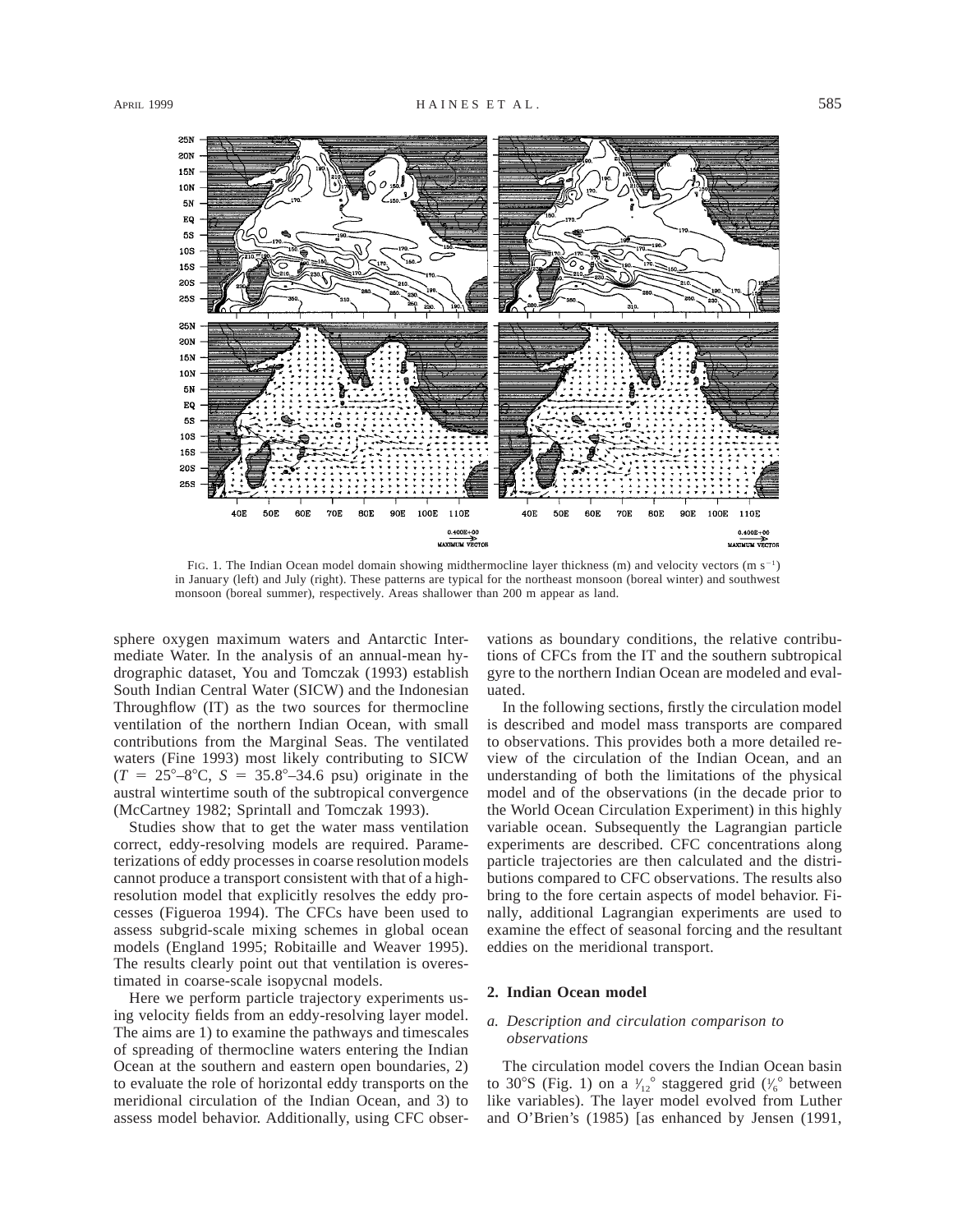FIG. 1. The Indian Ocean model domain showing midthermocline layer thickness (m) and velocity vectors (m s$^{-1}$) in January (left) and July (right). These patterns are typical for the northeast monsoon (boreal winter) and southwest monsoon (boreal summer), respectively. Areas shallower than 200 m appear as land.

sphere oxygen maximum waters and Antarctic Intermediate Water. In the analysis of an annual-mean hydrographic dataset, You and Tomczak (1993) establish South Indian Central Water (SICW) and the Indonesian Throughflow (IT) as the two sources for thermocline ventilation of the northern Indian Ocean, with small contributions from the Marginal Seas. The ventilated waters (Fine 1993) most likely contributing to SICW ($T$ = 25°–8°C, $S$ = 35.8°–34.6 psu) originate in the austral wintertime south of the subtropical convergence (McCartney 1982; Sprintall and Tomczak 1993).

Studies show that to get the water mass ventilation correct, eddy-resolving models are required. Parameterizations of eddy processes in coarse resolution models cannot produce a transport consistent with that of a high-resolution model that explicitly resolves the eddy processes (Figueroa 1994). The CFCs have been used to assess subgrid-scale mixing schemes in global ocean models (England 1995; Robitaille and Weaver 1995). The results clearly point out that ventilation is overestimated in coarse-scale isopycnal models.

Here we perform particle trajectory experiments using velocity fields from an eddy-resolving layer model. The aims are 1) to examine the pathways and timescales of spreading of thermocline waters entering the Indian Ocean at the southern and eastern open boundaries, 2) to evaluate the role of horizontal eddy transports on the meridional circulation of the Indian Ocean, and 3) to assess model behavior. Additionally, using CFC observations as boundary conditions, the relative contributions of CFCs from the IT and the southern subtropical gyre to the northern Indian Ocean are modeled and evaluated.

In the following sections, firstly the circulation model is described and model mass transports are compared to observations. This provides both a more detailed review of the circulation of the Indian Ocean, and an understanding of both the limitations of the physical model and of the observations (in the decade prior to the World Ocean Circulation Experiment) in this highly variable ocean. Subsequently the Lagrangian particle experiments are described. CFC concentrations along particle trajectories are then calculated and the distributions compared to CFC observations. The results also bring to the fore certain aspects of model behavior. Finally, additional Lagrangian experiments are used to examine the effect of seasonal forcing and the resultant eddies on the meridional transport.

## 2. Indian Ocean model

### *a. Description and circulation comparison to observations*

The circulation model covers the Indian Ocean basin to 30°S (Fig. 1) on a $\frac{1}{12}$° staggered grid ($\frac{1}{6}$° between like variables). The layer model evolved from Luther and O'Brien's (1985) [as enhanced by Jensen (1991,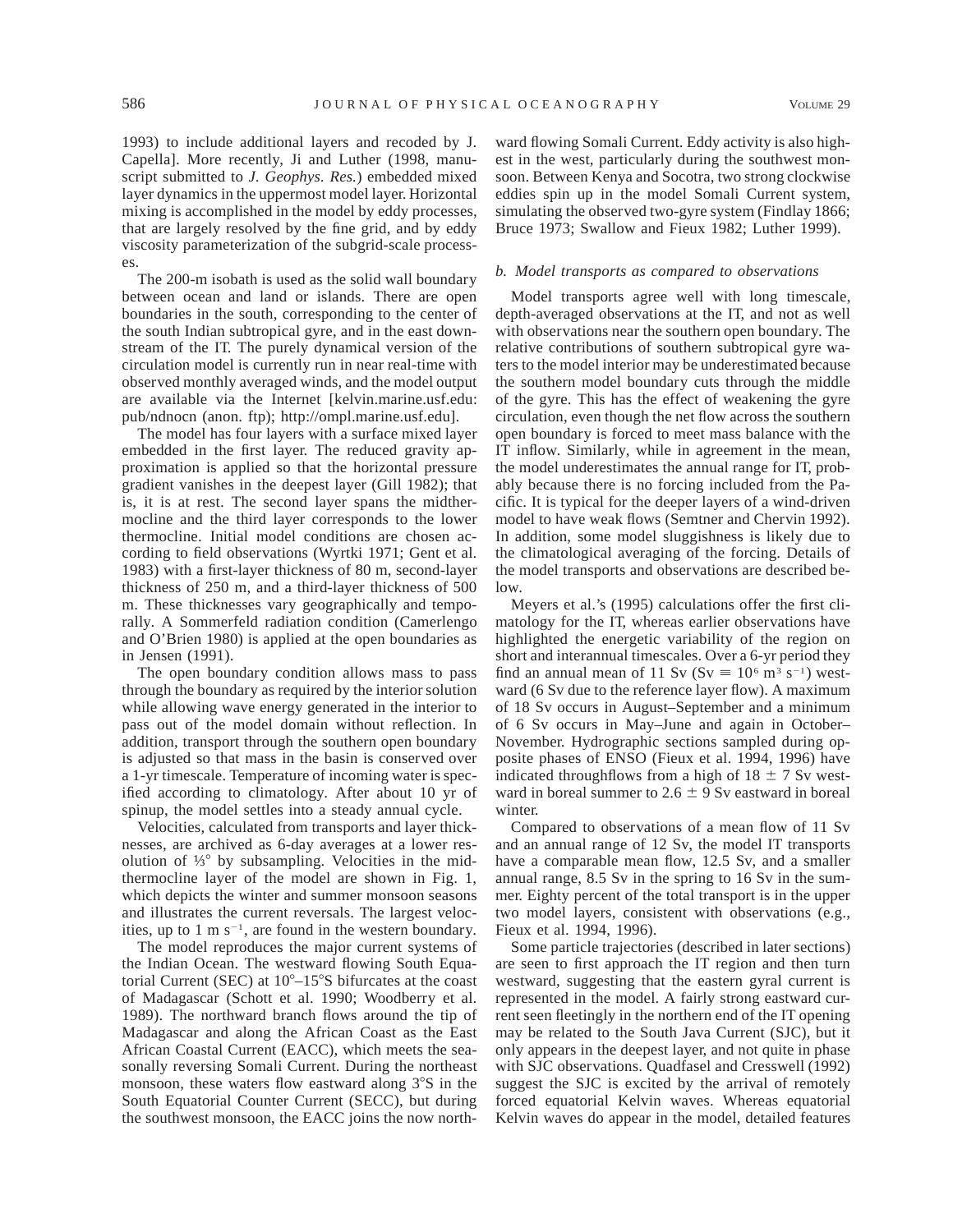1993) to include additional layers and recoded by J. Capella]. More recently, Ji and Luther (1998, manuscript submitted to *J. Geophys. Res.*) embedded mixed layer dynamics in the uppermost model layer. Horizontal mixing is accomplished in the model by eddy processes, that are largely resolved by the fine grid, and by eddy viscosity parameterization of the subgrid-scale processes.

The 200-m isobath is used as the solid wall boundary between ocean and land or islands. There are open boundaries in the south, corresponding to the center of the south Indian subtropical gyre, and in the east downstream of the IT. The purely dynamical version of the circulation model is currently run in near real-time with observed monthly averaged winds, and the model output are available via the Internet [kelvin.marine.usf.edu: pub/ndnocn (anon. ftp); http://ompl.marine.usf.edu].

The model has four layers with a surface mixed layer embedded in the first layer. The reduced gravity approximation is applied so that the horizontal pressure gradient vanishes in the deepest layer (Gill 1982); that is, it is at rest. The second layer spans the midthermocline and the third layer corresponds to the lower thermocline. Initial model conditions are chosen according to field observations (Wyrtki 1971; Gent et al. 1983) with a first-layer thickness of 80 m, second-layer thickness of 250 m, and a third-layer thickness of 500 m. These thicknesses vary geographically and temporally. A Sommerfeld radiation condition (Camerlengo and O'Brien 1980) is applied at the open boundaries as in Jensen (1991).

The open boundary condition allows mass to pass through the boundary as required by the interior solution while allowing wave energy generated in the interior to pass out of the model domain without reflection. In addition, transport through the southern open boundary is adjusted so that mass in the basin is conserved over a 1-yr timescale. Temperature of incoming water is specified according to climatology. After about 10 yr of spinup, the model settles into a steady annual cycle.

Velocities, calculated from transports and layer thicknesses, are archived as 6-day averages at a lower resolution of ⅓° by subsampling. Velocities in the midthermocline layer of the model are shown in Fig. 1, which depicts the winter and summer monsoon seasons and illustrates the current reversals. The largest velocities, up to 1 m $s^{-1}$, are found in the western boundary.

The model reproduces the major current systems of the Indian Ocean. The westward flowing South Equatorial Current (SEC) at 10°–15°S bifurcates at the coast of Madagascar (Schott et al. 1990; Woodberry et al. 1989). The northward branch flows around the tip of Madagascar and along the African Coast as the East African Coastal Current (EACC), which meets the seasonally reversing Somali Current. During the northeast monsoon, these waters flow eastward along 3°S in the South Equatorial Counter Current (SECC), but during the southwest monsoon, the EACC joins the now northward flowing Somali Current. Eddy activity is also highest in the west, particularly during the southwest monsoon. Between Kenya and Socotra, two strong clockwise eddies spin up in the model Somali Current system, simulating the observed two-gyre system (Findlay 1866; Bruce 1973; Swallow and Fieux 1982; Luther 1999).

### *b. Model transports as compared to observations*

Model transports agree well with long timescale, depth-averaged observations at the IT, and not as well with observations near the southern open boundary. The relative contributions of southern subtropical gyre waters to the model interior may be underestimated because the southern model boundary cuts through the middle of the gyre. This has the effect of weakening the gyre circulation, even though the net flow across the southern open boundary is forced to meet mass balance with the IT inflow. Similarly, while in agreement in the mean, the model underestimates the annual range for IT, probably because there is no forcing included from the Pacific. It is typical for the deeper layers of a wind-driven model to have weak flows (Semtner and Chervin 1992). In addition, some model sluggishness is likely due to the climatological averaging of the forcing. Details of the model transports and observations are described below.

Meyers et al.'s (1995) calculations offer the first climatology for the IT, whereas earlier observations have highlighted the energetic variability of the region on short and interannual timescales. Over a 6-yr period they find an annual mean of 11 Sv (Sv $\equiv 10^6$ $m^3$ $s^{-1}$) westward (6 Sv due to the reference layer flow). A maximum of 18 Sv occurs in August–September and a minimum of 6 Sv occurs in May–June and again in October–November. Hydrographic sections sampled during opposite phases of ENSO (Fieux et al. 1994, 1996) have indicated throughflows from a high of 18 $\pm$ 7 Sv westward in boreal summer to 2.6 $\pm$ 9 Sv eastward in boreal winter.

Compared to observations of a mean flow of 11 Sv and an annual range of 12 Sv, the model IT transports have a comparable mean flow, 12.5 Sv, and a smaller annual range, 8.5 Sv in the spring to 16 Sv in the summer. Eighty percent of the total transport is in the upper two model layers, consistent with observations (e.g., Fieux et al. 1994, 1996).

Some particle trajectories (described in later sections) are seen to first approach the IT region and then turn westward, suggesting that the eastern gyral current is represented in the model. A fairly strong eastward current seen fleetingly in the northern end of the IT opening may be related to the South Java Current (SJC), but it only appears in the deepest layer, and not quite in phase with SJC observations. Quadfasel and Cresswell (1992) suggest the SJC is excited by the arrival of remotely forced equatorial Kelvin waves. Whereas equatorial Kelvin waves do appear in the model, detailed features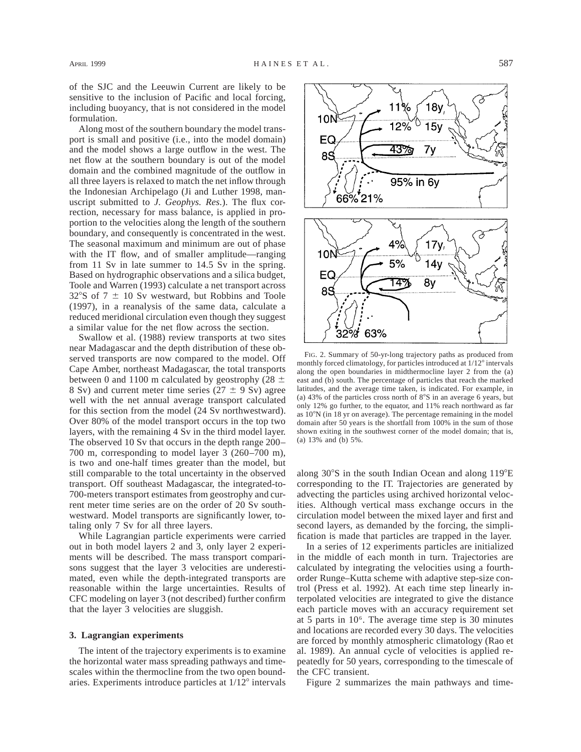of the SJC and the Leeuwin Current are likely to be sensitive to the inclusion of Pacific and local forcing, including buoyancy, that is not considered in the model formulation.

Along most of the southern boundary the model transport is small and positive (i.e., into the model domain) and the model shows a large outflow in the west. The net flow at the southern boundary is out of the model domain and the combined magnitude of the outflow in all three layers is relaxed to match the net inflow through the Indonesian Archipelago (Ji and Luther 1998, manuscript submitted to *J. Geophys. Res.*). The flux correction, necessary for mass balance, is applied in proportion to the velocities along the length of the southern boundary, and consequently is concentrated in the west. The seasonal maximum and minimum are out of phase with the IT flow, and of smaller amplitude—ranging from 11 Sv in late summer to 14.5 Sv in the spring. Based on hydrographic observations and a silica budget, Toole and Warren (1993) calculate a net transport across 32°S of 7 ± 10 Sv westward, but Robbins and Toole (1997), in a reanalysis of the same data, calculate a reduced meridional circulation even though they suggest a similar value for the net flow across the section.

Swallow et al. (1988) review transports at two sites near Madagascar and the depth distribution of these observed transports are now compared to the model. Off Cape Amber, northeast Madagascar, the total transports between 0 and 1100 m calculated by geostrophy (28 ± 8 Sv) and current meter time series (27 ± 9 Sv) agree well with the net annual average transport calculated for this section from the model (24 Sv northwestward). Over 80% of the model transport occurs in the top two layers, with the remaining 4 Sv in the third model layer. The observed 10 Sv that occurs in the depth range 200–700 m, corresponding to model layer 3 (260–700 m), is two and one-half times greater than the model, but still comparable to the total uncertainty in the observed transport. Off southeast Madagascar, the integrated-to-700-meters transport estimates from geostrophy and current meter time series are on the order of 20 Sv southwestward. Model transports are significantly lower, totaling only 7 Sv for all three layers.

While Lagrangian particle experiments were carried out in both model layers 2 and 3, only layer 2 experiments will be described. The mass transport comparisons suggest that the layer 3 velocities are underestimated, even while the depth-integrated transports are reasonable within the large uncertainties. Results of CFC modeling on layer 3 (not described) further confirm that the layer 3 velocities are sluggish.

## 3. Lagrangian experiments

The intent of the trajectory experiments is to examine the horizontal water mass spreading pathways and timescales within the thermocline from the two open boundaries. Experiments introduce particles at 1/12° intervals along 30°S in the south Indian Ocean and along 119°E corresponding to the IT. Trajectories are generated by advecting the particles using archived horizontal velocities. Although vertical mass exchange occurs in the circulation model between the mixed layer and first and second layers, as demanded by the forcing, the simplification is made that particles are trapped in the layer.

In a series of 12 experiments particles are initialized in the middle of each month in turn. Trajectories are calculated by integrating the velocities using a fourth-order Runge–Kutta scheme with adaptive step-size control (Press et al. 1992). At each time step linearly interpolated velocities are integrated to give the distance each particle moves with an accuracy requirement set at 5 parts in $10^6$. The average time step is 30 minutes and locations are recorded every 30 days. The velocities are forced by monthly atmospheric climatology (Rao et al. 1989). An annual cycle of velocities is applied repeatedly for 50 years, corresponding to the timescale of the CFC transient.

Figure 2 summarizes the main pathways and time-

FIG. 2. Summary of 50-yr-long trajectory paths as produced from monthly forced climatology, for particles introduced at 1/12° intervals along the open boundaries in midthermocline layer 2 from the (a) east and (b) south. The percentage of particles that reach the marked latitudes, and the average time taken, is indicated. For example, in (a) 43% of the particles cross north of 8°S in an average 6 years, but only 12% go further, to the equator, and 11% reach northward as far as 10°N (in 18 yr on average). The percentage remaining in the model domain after 50 years is the shortfall from 100% in the sum of those shown exiting in the southwest corner of the model domain; that is, (a) 13% and (b) 5%.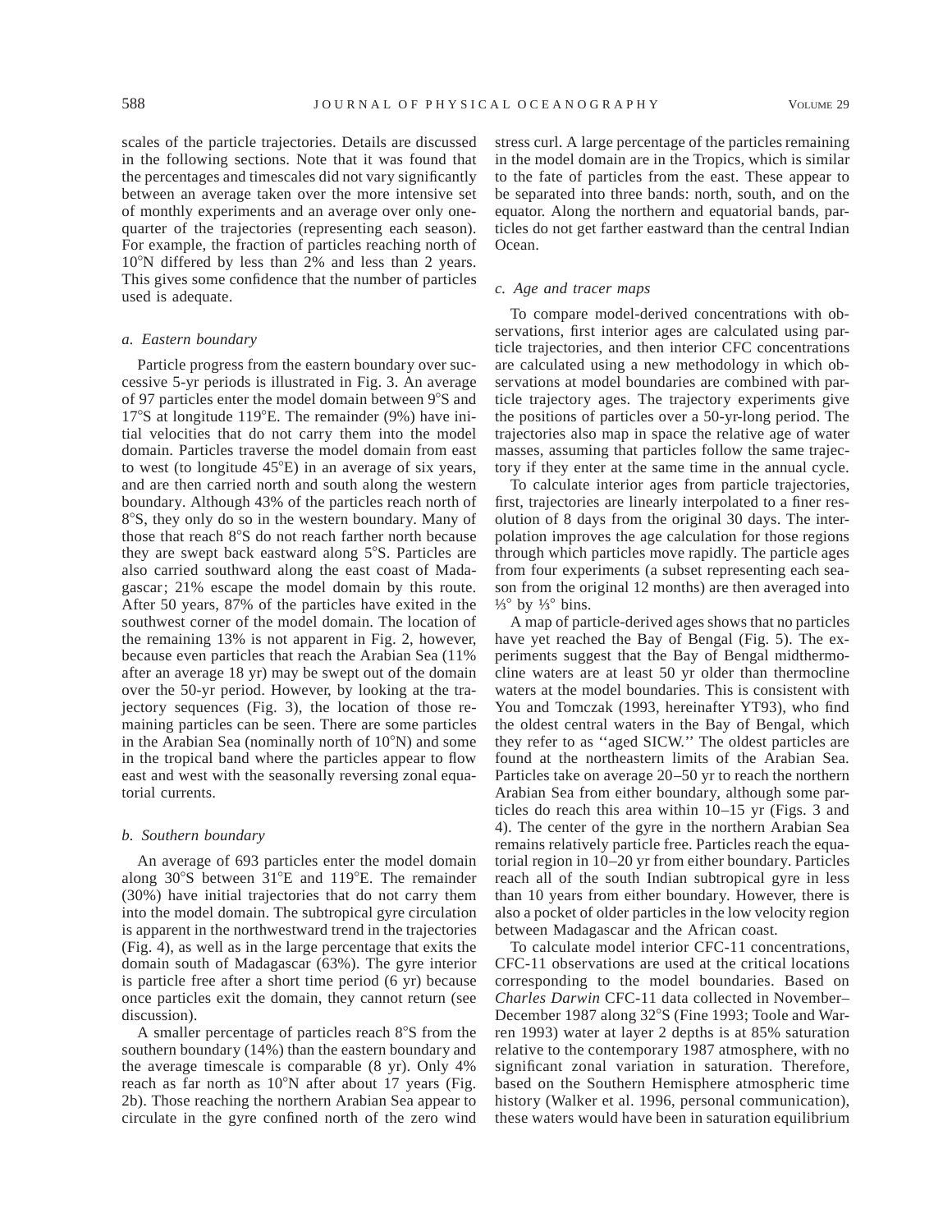scales of the particle trajectories. Details are discussed in the following sections. Note that it was found that the percentages and timescales did not vary significantly between an average taken over the more intensive set of monthly experiments and an average over only one-quarter of the trajectories (representing each season). For example, the fraction of particles reaching north of 10°N differed by less than 2% and less than 2 years. This gives some confidence that the number of particles used is adequate.

### *a. Eastern boundary*

Particle progress from the eastern boundary over successive 5-yr periods is illustrated in Fig. 3. An average of 97 particles enter the model domain between 9°S and 17°S at longitude 119°E. The remainder (9%) have initial velocities that do not carry them into the model domain. Particles traverse the model domain from east to west (to longitude 45°E) in an average of six years, and are then carried north and south along the western boundary. Although 43% of the particles reach north of 8°S, they only do so in the western boundary. Many of those that reach 8°S do not reach farther north because they are swept back eastward along 5°S. Particles are also carried southward along the east coast of Madagascar; 21% escape the model domain by this route. After 50 years, 87% of the particles have exited in the southwest corner of the model domain. The location of the remaining 13% is not apparent in Fig. 2, however, because even particles that reach the Arabian Sea (11% after an average 18 yr) may be swept out of the domain over the 50-yr period. However, by looking at the trajectory sequences (Fig. 3), the location of those remaining particles can be seen. There are some particles in the Arabian Sea (nominally north of 10°N) and some in the tropical band where the particles appear to flow east and west with the seasonally reversing zonal equatorial currents.

### *b. Southern boundary*

An average of 693 particles enter the model domain along 30°S between 31°E and 119°E. The remainder (30%) have initial trajectories that do not carry them into the model domain. The subtropical gyre circulation is apparent in the northwestward trend in the trajectories (Fig. 4), as well as in the large percentage that exits the domain south of Madagascar (63%). The gyre interior is particle free after a short time period (6 yr) because once particles exit the domain, they cannot return (see discussion).

A smaller percentage of particles reach 8°S from the southern boundary (14%) than the eastern boundary and the average timescale is comparable (8 yr). Only 4% reach as far north as 10°N after about 17 years (Fig. 2b). Those reaching the northern Arabian Sea appear to circulate in the gyre confined north of the zero wind stress curl. A large percentage of the particles remaining in the model domain are in the Tropics, which is similar to the fate of particles from the east. These appear to be separated into three bands: north, south, and on the equator. Along the northern and equatorial bands, particles do not get farther eastward than the central Indian Ocean.

### *c. Age and tracer maps*

To compare model-derived concentrations with observations, first interior ages are calculated using particle trajectories, and then interior CFC concentrations are calculated using a new methodology in which observations at model boundaries are combined with particle trajectory ages. The trajectory experiments give the positions of particles over a 50-yr-long period. The trajectories also map in space the relative age of water masses, assuming that particles follow the same trajectory if they enter at the same time in the annual cycle.

To calculate interior ages from particle trajectories, first, trajectories are linearly interpolated to a finer resolution of 8 days from the original 30 days. The interpolation improves the age calculation for those regions through which particles move rapidly. The particle ages from four experiments (a subset representing each season from the original 12 months) are then averaged into ⅓° by ⅓° bins.

A map of particle-derived ages shows that no particles have yet reached the Bay of Bengal (Fig. 5). The experiments suggest that the Bay of Bengal midthermocline waters are at least 50 yr older than thermocline waters at the model boundaries. This is consistent with You and Tomczak (1993, hereinafter YT93), who find the oldest central waters in the Bay of Bengal, which they refer to as "aged SICW." The oldest particles are found at the northeastern limits of the Arabian Sea. Particles take on average 20–50 yr to reach the northern Arabian Sea from either boundary, although some particles do reach this area within 10–15 yr (Figs. 3 and 4). The center of the gyre in the northern Arabian Sea remains relatively particle free. Particles reach the equatorial region in 10–20 yr from either boundary. Particles reach all of the south Indian subtropical gyre in less than 10 years from either boundary. However, there is also a pocket of older particles in the low velocity region between Madagascar and the African coast.

To calculate model interior CFC-11 concentrations, CFC-11 observations are used at the critical locations corresponding to the model boundaries. Based on *Charles Darwin* CFC-11 data collected in November–December 1987 along 32°S (Fine 1993; Toole and Warren 1993) water at layer 2 depths is at 85% saturation relative to the contemporary 1987 atmosphere, with no significant zonal variation in saturation. Therefore, based on the Southern Hemisphere atmospheric time history (Walker et al. 1996, personal communication), these waters would have been in saturation equilibrium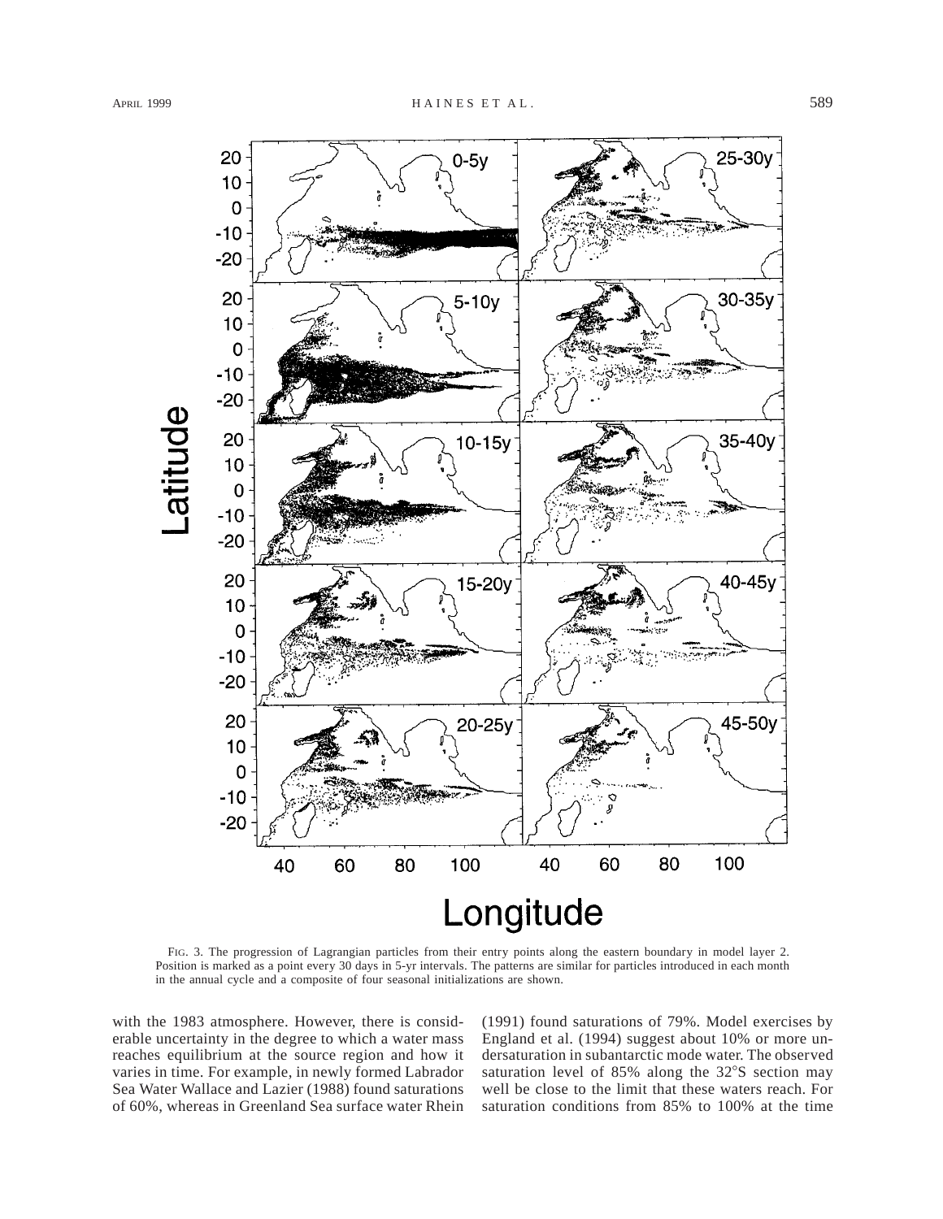FIG. 3. The progression of Lagrangian particles from their entry points along the eastern boundary in model layer 2. Position is marked as a point every 30 days in 5-yr intervals. The patterns are similar for particles introduced in each month in the annual cycle and a composite of four seasonal initializations are shown.

with the 1983 atmosphere. However, there is considerable uncertainty in the degree to which a water mass reaches equilibrium at the source region and how it varies in time. For example, in newly formed Labrador Sea Water Wallace and Lazier (1988) found saturations of 60%, whereas in Greenland Sea surface water Rhein (1991) found saturations of 79%. Model exercises by England et al. (1994) suggest about 10% or more undersaturation in subantarctic mode water. The observed saturation level of 85% along the 32°S section may well be close to the limit that these waters reach. For saturation conditions from 85% to 100% at the time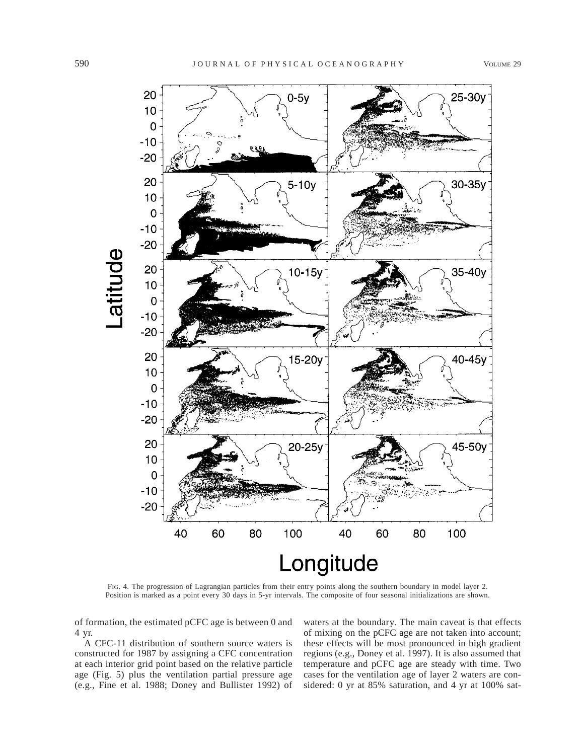FIG. 4. The progression of Lagrangian particles from their entry points along the southern boundary in model layer 2. Position is marked as a point every 30 days in 5-yr intervals. The composite of four seasonal initializations are shown.

of formation, the estimated pCFC age is between 0 and 4 yr.

A CFC-11 distribution of southern source waters is constructed for 1987 by assigning a CFC concentration at each interior grid point based on the relative particle age (Fig. 5) plus the ventilation partial pressure age (e.g., Fine et al. 1988; Doney and Bullister 1992) of waters at the boundary. The main caveat is that effects of mixing on the pCFC age are not taken into account; these effects will be most pronounced in high gradient regions (e.g., Doney et al. 1997). It is also assumed that temperature and pCFC age are steady with time. Two cases for the ventilation age of layer 2 waters are considered: 0 yr at 85% saturation, and 4 yr at 100% sat-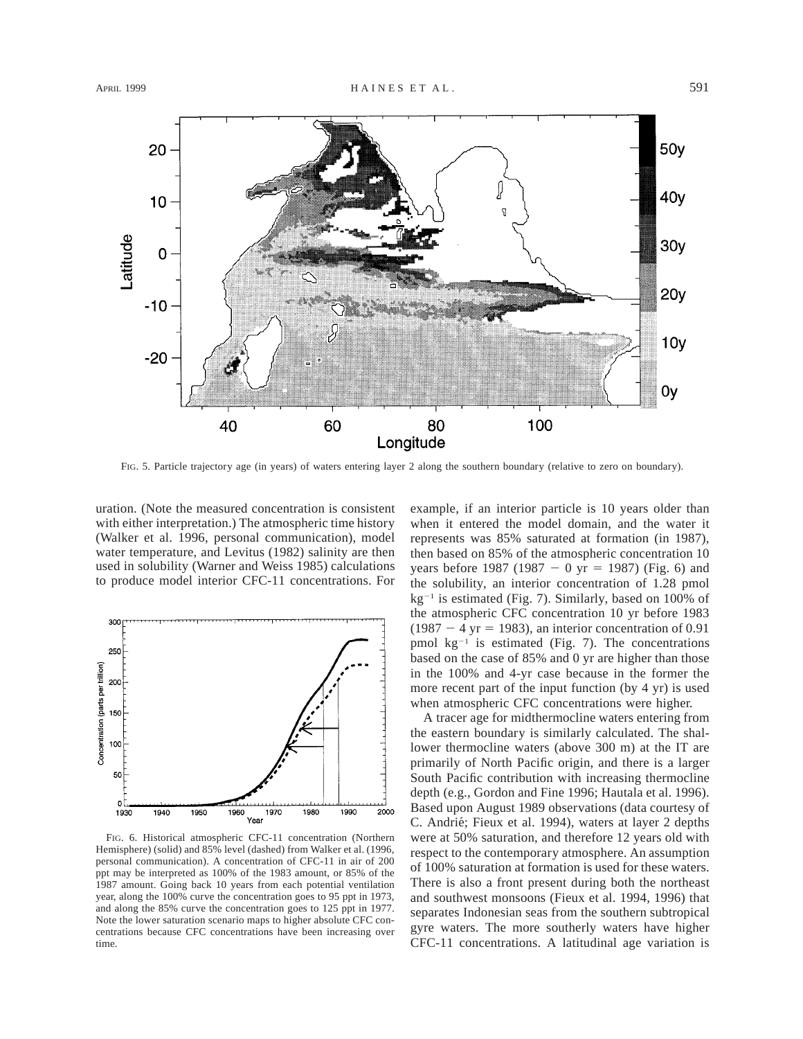FIG. 5. Particle trajectory age (in years) of waters entering layer 2 along the southern boundary (relative to zero on boundary).

uration. (Note the measured concentration is consistent with either interpretation.) The atmospheric time history (Walker et al. 1996, personal communication), model water temperature, and Levitus (1982) salinity are then used in solubility (Warner and Weiss 1985) calculations to produce model interior CFC-11 concentrations. For example, if an interior particle is 10 years older than when it entered the model domain, and the water it represents was 85% saturated at formation (in 1987), then based on 85% of the atmospheric concentration 10 years before 1987 (1987 − 0 yr = 1987) (Fig. 6) and the solubility, an interior concentration of 1.28 pmol kg$^{-1}$ is estimated (Fig. 7). Similarly, based on 100% of the atmospheric CFC concentration 10 yr before 1983 (1987 − 4 yr = 1983), an interior concentration of 0.91 pmol kg$^{-1}$ is estimated (Fig. 7). The concentrations based on the case of 85% and 0 yr are higher than those in the 100% and 4-yr case because in the former the more recent part of the input function (by 4 yr) is used when atmospheric CFC concentrations were higher.

FIG. 6. Historical atmospheric CFC-11 concentration (Northern Hemisphere) (solid) and 85% level (dashed) from Walker et al. (1996, personal communication). A concentration of CFC-11 in air of 200 ppt may be interpreted as 100% of the 1983 amount, or 85% of the 1987 amount. Going back 10 years from each potential ventilation year, along the 100% curve the concentration goes to 95 ppt in 1973, and along the 85% curve the concentration goes to 125 ppt in 1977. Note the lower saturation scenario maps to higher absolute CFC concentrations because CFC concentrations have been increasing over time.

A tracer age for midthermocline waters entering from the eastern boundary is similarly calculated. The shallower thermocline waters (above 300 m) at the IT are primarily of North Pacific origin, and there is a larger South Pacific contribution with increasing thermocline depth (e.g., Gordon and Fine 1996; Hautala et al. 1996). Based upon August 1989 observations (data courtesy of C. Andrié; Fieux et al. 1994), waters at layer 2 depths were at 50% saturation, and therefore 12 years old with respect to the contemporary atmosphere. An assumption of 100% saturation at formation is used for these waters. There is also a front present during both the northeast and southwest monsoons (Fieux et al. 1994, 1996) that separates Indonesian seas from the southern subtropical gyre waters. The more southerly waters have higher CFC-11 concentrations. A latitudinal age variation is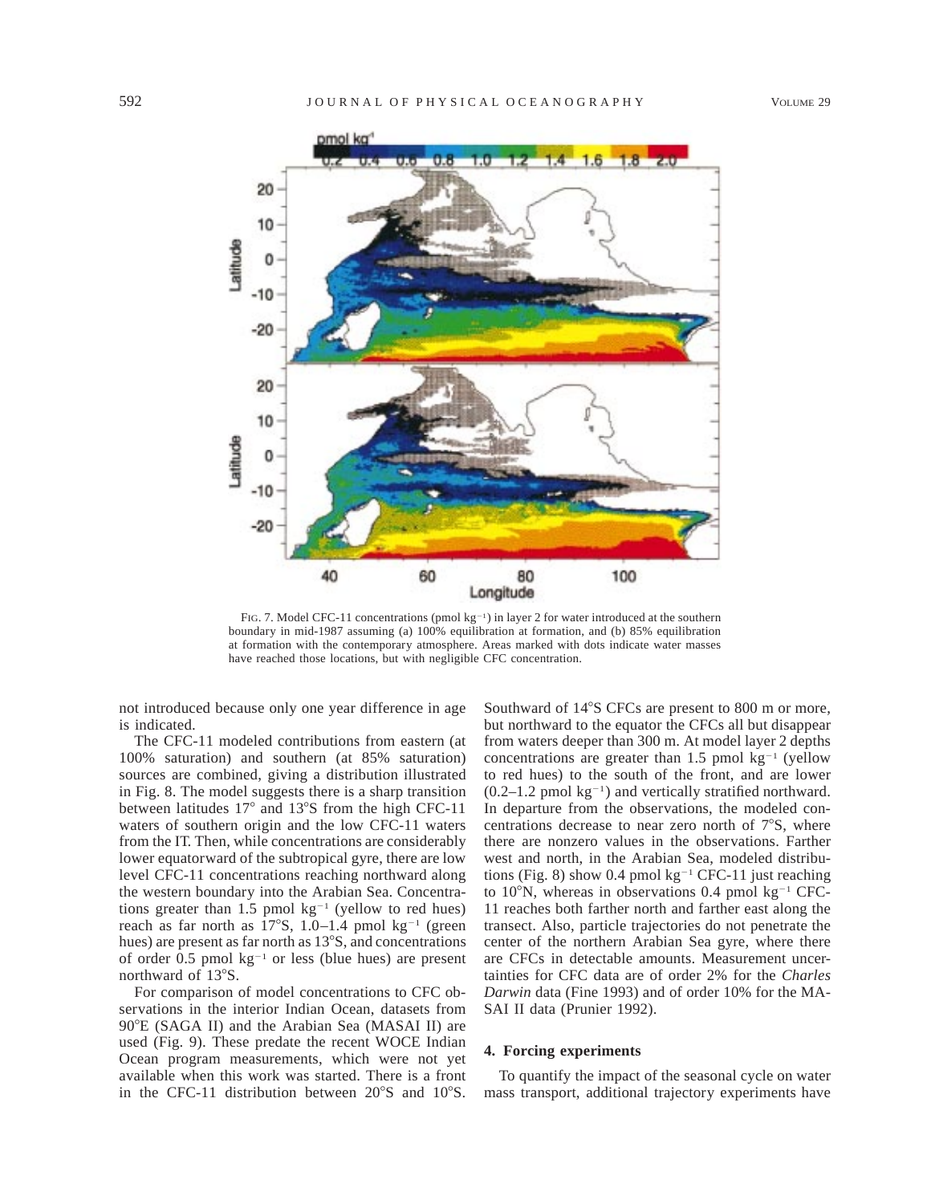FIG. 7. Model CFC-11 concentrations (pmol kg$^{-1}$) in layer 2 for water introduced at the southern boundary in mid-1987 assuming (a) 100% equilibration at formation, and (b) 85% equilibration at formation with the contemporary atmosphere. Areas marked with dots indicate water masses have reached those locations, but with negligible CFC concentration.

not introduced because only one year difference in age is indicated.

The CFC-11 modeled contributions from eastern (at 100% saturation) and southern (at 85% saturation) sources are combined, giving a distribution illustrated in Fig. 8. The model suggests there is a sharp transition between latitudes 17° and 13°S from the high CFC-11 waters of southern origin and the low CFC-11 waters from the IT. Then, while concentrations are considerably lower equatorward of the subtropical gyre, there are low level CFC-11 concentrations reaching northward along the western boundary into the Arabian Sea. Concentrations greater than 1.5 pmol kg$^{-1}$ (yellow to red hues) reach as far north as 17°S, 1.0–1.4 pmol kg$^{-1}$ (green hues) are present as far north as 13°S, and concentrations of order 0.5 pmol kg$^{-1}$ or less (blue hues) are present northward of 13°S.

For comparison of model concentrations to CFC observations in the interior Indian Ocean, datasets from 90°E (SAGA II) and the Arabian Sea (MASAI II) are used (Fig. 9). These predate the recent WOCE Indian Ocean program measurements, which were not yet available when this work was started. There is a front in the CFC-11 distribution between 20°S and 10°S. Southward of 14°S CFCs are present to 800 m or more, but northward to the equator the CFCs all but disappear from waters deeper than 300 m. At model layer 2 depths concentrations are greater than 1.5 pmol kg$^{-1}$ (yellow to red hues) to the south of the front, and are lower (0.2–1.2 pmol kg$^{-1}$) and vertically stratified northward. In departure from the observations, the modeled concentrations decrease to near zero north of 7°S, where there are nonzero values in the observations. Farther west and north, in the Arabian Sea, modeled distributions (Fig. 8) show 0.4 pmol kg$^{-1}$ CFC-11 just reaching to 10°N, whereas in observations 0.4 pmol kg$^{-1}$ CFC-11 reaches both farther north and farther east along the transect. Also, particle trajectories do not penetrate the center of the northern Arabian Sea gyre, where there are CFCs in detectable amounts. Measurement uncertainties for CFC data are of order 2% for the *Charles Darwin* data (Fine 1993) and of order 10% for the MASAI II data (Prunier 1992).

## 4. Forcing experiments

To quantify the impact of the seasonal cycle on water mass transport, additional trajectory experiments have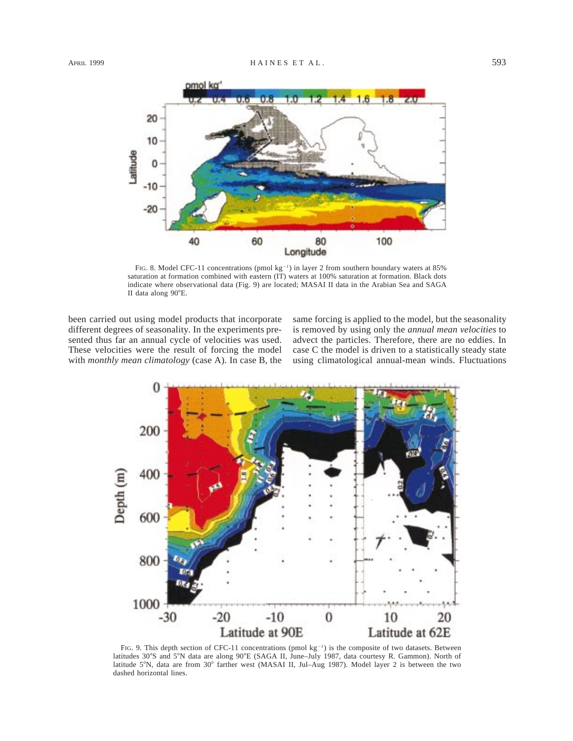FIG. 8. Model CFC-11 concentrations (pmol kg$^{-1}$) in layer 2 from southern boundary waters at 85% saturation at formation combined with eastern (IT) waters at 100% saturation at formation. Black dots indicate where observational data (Fig. 9) are located; MASAI II data in the Arabian Sea and SAGA II data along 90°E.

been carried out using model products that incorporate different degrees of seasonality. In the experiments presented thus far an annual cycle of velocities was used. These velocities were the result of forcing the model with *monthly mean climatology* (case A). In case B, the same forcing is applied to the model, but the seasonality is removed by using only the *annual mean velocities* to advect the particles. Therefore, there are no eddies. In case C the model is driven to a statistically steady state using climatological annual-mean winds. Fluctuations

FIG. 9. This depth section of CFC-11 concentrations (pmol kg$^{-1}$) is the composite of two datasets. Between latitudes 30°S and 5°N data are along 90°E (SAGA II, June–July 1987, data courtesy R. Gammon). North of latitude 5°N, data are from 30° farther west (MASAI II, Jul–Aug 1987). Model layer 2 is between the two dashed horizontal lines.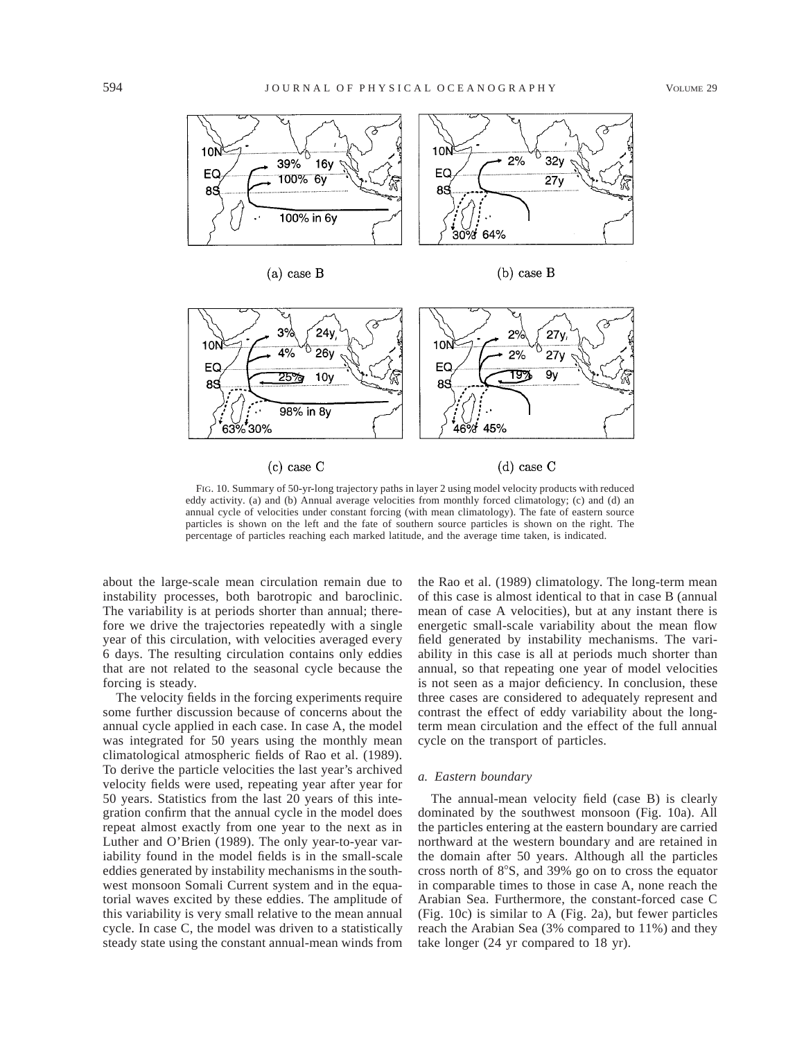FIG. 10. Summary of 50-yr-long trajectory paths in layer 2 using model velocity products with reduced eddy activity. (a) and (b) Annual average velocities from monthly forced climatology; (c) and (d) an annual cycle of velocities under constant forcing (with mean climatology). The fate of eastern source particles is shown on the left and the fate of southern source particles is shown on the right. The percentage of particles reaching each marked latitude, and the average time taken, is indicated.

about the large-scale mean circulation remain due to instability processes, both barotropic and baroclinic. The variability is at periods shorter than annual; therefore we drive the trajectories repeatedly with a single year of this circulation, with velocities averaged every 6 days. The resulting circulation contains only eddies that are not related to the seasonal cycle because the forcing is steady.

The velocity fields in the forcing experiments require some further discussion because of concerns about the annual cycle applied in each case. In case A, the model was integrated for 50 years using the monthly mean climatological atmospheric fields of Rao et al. (1989). To derive the particle velocities the last year's archived velocity fields were used, repeating year after year for 50 years. Statistics from the last 20 years of this integration confirm that the annual cycle in the model does repeat almost exactly from one year to the next as in Luther and O'Brien (1989). The only year-to-year variability found in the model fields is in the small-scale eddies generated by instability mechanisms in the southwest monsoon Somali Current system and in the equatorial waves excited by these eddies. The amplitude of this variability is very small relative to the mean annual cycle. In case C, the model was driven to a statistically steady state using the constant annual-mean winds from the Rao et al. (1989) climatology. The long-term mean of this case is almost identical to that in case B (annual mean of case A velocities), but at any instant there is energetic small-scale variability about the mean flow field generated by instability mechanisms. The variability in this case is all at periods much shorter than annual, so that repeating one year of model velocities is not seen as a major deficiency. In conclusion, these three cases are considered to adequately represent and contrast the effect of eddy variability about the long-term mean circulation and the effect of the full annual cycle on the transport of particles.

### *a. Eastern boundary*

The annual-mean velocity field (case B) is clearly dominated by the southwest monsoon (Fig. 10a). All the particles entering at the eastern boundary are carried northward at the western boundary and are retained in the domain after 50 years. Although all the particles cross north of 8°S, and 39% go on to cross the equator in comparable times to those in case A, none reach the Arabian Sea. Furthermore, the constant-forced case C (Fig. 10c) is similar to A (Fig. 2a), but fewer particles reach the Arabian Sea (3% compared to 11%) and they take longer (24 yr compared to 18 yr).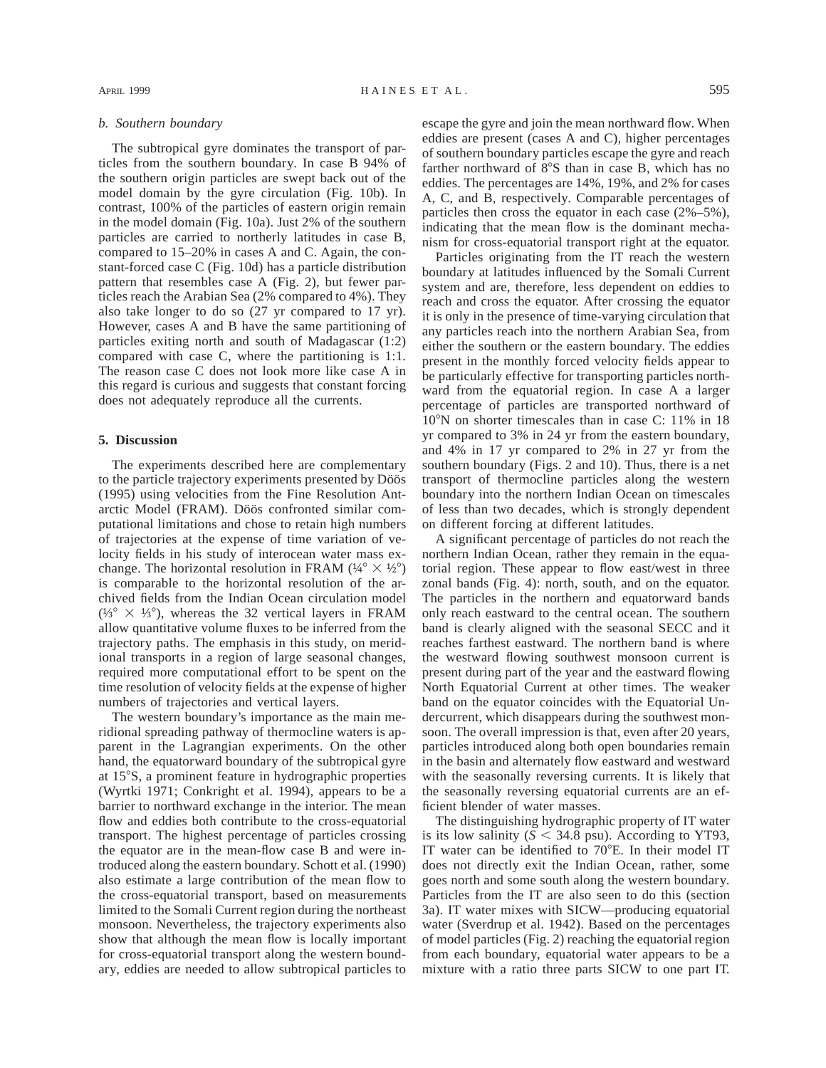### b. Southern boundary

The subtropical gyre dominates the transport of particles from the southern boundary. In case B 94% of the southern origin particles are swept back out of the model domain by the gyre circulation (Fig. 10b). In contrast, 100% of the particles of eastern origin remain in the model domain (Fig. 10a). Just 2% of the southern particles are carried to northerly latitudes in case B, compared to 15–20% in cases A and C. Again, the constant-forced case C (Fig. 10d) has a particle distribution pattern that resembles case A (Fig. 2), but fewer particles reach the Arabian Sea (2% compared to 4%). They also take longer to do so (27 yr compared to 17 yr). However, cases A and B have the same partitioning of particles exiting north and south of Madagascar (1:2) compared with case C, where the partitioning is 1:1. The reason case C does not look more like case A in this regard is curious and suggests that constant forcing does not adequately reproduce all the currents.

## 5. Discussion

The experiments described here are complementary to the particle trajectory experiments presented by Döös (1995) using velocities from the Fine Resolution Antarctic Model (FRAM). Döös confronted similar computational limitations and chose to retain high numbers of trajectories at the expense of time variation of velocity fields in his study of interocean water mass exchange. The horizontal resolution in FRAM (¼° × ½°) is comparable to the horizontal resolution of the archived fields from the Indian Ocean circulation model (⅓° × ⅓°), whereas the 32 vertical layers in FRAM allow quantitative volume fluxes to be inferred from the trajectory paths. The emphasis in this study, on meridional transports in a region of large seasonal changes, required more computational effort to be spent on the time resolution of velocity fields at the expense of higher numbers of trajectories and vertical layers.

The western boundary's importance as the main meridional spreading pathway of thermocline waters is apparent in the Lagrangian experiments. On the other hand, the equatorward boundary of the subtropical gyre at 15°S, a prominent feature in hydrographic properties (Wyrtki 1971; Conkright et al. 1994), appears to be a barrier to northward exchange in the interior. The mean flow and eddies both contribute to the cross-equatorial transport. The highest percentage of particles crossing the equator are in the mean-flow case B and were introduced along the eastern boundary. Schott et al. (1990) also estimate a large contribution of the mean flow to the cross-equatorial transport, based on measurements limited to the Somali Current region during the northeast monsoon. Nevertheless, the trajectory experiments also show that although the mean flow is locally important for cross-equatorial transport along the western boundary, eddies are needed to allow subtropical particles to escape the gyre and join the mean northward flow. When eddies are present (cases A and C), higher percentages of southern boundary particles escape the gyre and reach farther northward of 8°S than in case B, which has no eddies. The percentages are 14%, 19%, and 2% for cases A, C, and B, respectively. Comparable percentages of particles then cross the equator in each case (2%–5%), indicating that the mean flow is the dominant mechanism for cross-equatorial transport right at the equator.

Particles originating from the IT reach the western boundary at latitudes influenced by the Somali Current system and are, therefore, less dependent on eddies to reach and cross the equator. After crossing the equator it is only in the presence of time-varying circulation that any particles reach into the northern Arabian Sea, from either the southern or the eastern boundary. The eddies present in the monthly forced velocity fields appear to be particularly effective for transporting particles northward from the equatorial region. In case A a larger percentage of particles are transported northward of 10°N on shorter timescales than in case C: 11% in 18 yr compared to 3% in 24 yr from the eastern boundary, and 4% in 17 yr compared to 2% in 27 yr from the southern boundary (Figs. 2 and 10). Thus, there is a net transport of thermocline particles along the western boundary into the northern Indian Ocean on timescales of less than two decades, which is strongly dependent on different forcing at different latitudes.

A significant percentage of particles do not reach the northern Indian Ocean, rather they remain in the equatorial region. These appear to flow east/west in three zonal bands (Fig. 4): north, south, and on the equator. The particles in the northern and equatorward bands only reach eastward to the central ocean. The southern band is clearly aligned with the seasonal SECC and it reaches farthest eastward. The northern band is where the westward flowing southwest monsoon current is present during part of the year and the eastward flowing North Equatorial Current at other times. The weaker band on the equator coincides with the Equatorial Undercurrent, which disappears during the southwest monsoon. The overall impression is that, even after 20 years, particles introduced along both open boundaries remain in the basin and alternately flow eastward and westward with the seasonally reversing currents. It is likely that the seasonally reversing equatorial currents are an efficient blender of water masses.

The distinguishing hydrographic property of IT water is its low salinity ($S < 34.8$ psu). According to YT93, IT water can be identified to 70°E. In their model IT does not directly exit the Indian Ocean, rather, some goes north and some south along the western boundary. Particles from the IT are also seen to do this (section 3a). IT water mixes with SICW—producing equatorial water (Sverdrup et al. 1942). Based on the percentages of model particles (Fig. 2) reaching the equatorial region from each boundary, equatorial water appears to be a mixture with a ratio three parts SICW to one part IT.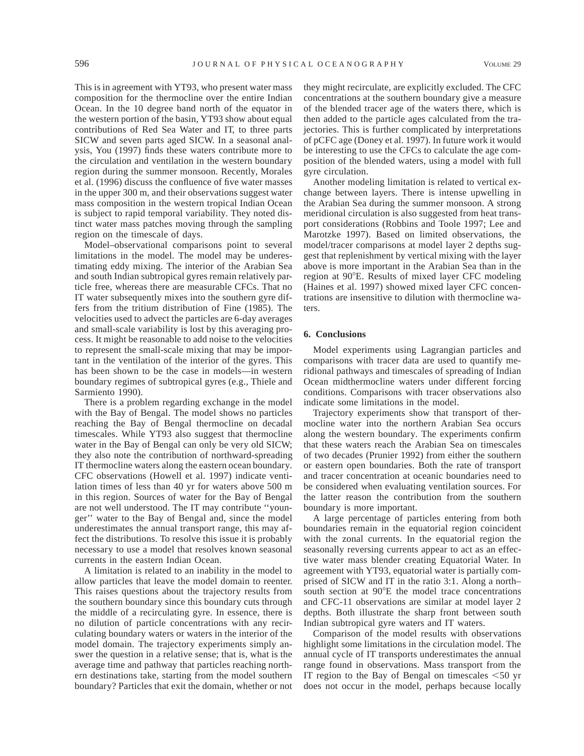This is in agreement with YT93, who present water mass composition for the thermocline over the entire Indian Ocean. In the 10 degree band north of the equator in the western portion of the basin, YT93 show about equal contributions of Red Sea Water and IT, to three parts SICW and seven parts aged SICW. In a seasonal analysis, You (1997) finds these waters contribute more to the circulation and ventilation in the western boundary region during the summer monsoon. Recently, Morales et al. (1996) discuss the confluence of five water masses in the upper 300 m, and their observations suggest water mass composition in the western tropical Indian Ocean is subject to rapid temporal variability. They noted distinct water mass patches moving through the sampling region on the timescale of days.

Model–observational comparisons point to several limitations in the model. The model may be underestimating eddy mixing. The interior of the Arabian Sea and south Indian subtropical gyres remain relatively particle free, whereas there are measurable CFCs. That no IT water subsequently mixes into the southern gyre differs from the tritium distribution of Fine (1985). The velocities used to advect the particles are 6-day averages and small-scale variability is lost by this averaging process. It might be reasonable to add noise to the velocities to represent the small-scale mixing that may be important in the ventilation of the interior of the gyres. This has been shown to be the case in models—in western boundary regimes of subtropical gyres (e.g., Thiele and Sarmiento 1990).

There is a problem regarding exchange in the model with the Bay of Bengal. The model shows no particles reaching the Bay of Bengal thermocline on decadal timescales. While YT93 also suggest that thermocline water in the Bay of Bengal can only be very old SICW; they also note the contribution of northward-spreading IT thermocline waters along the eastern ocean boundary. CFC observations (Howell et al. 1997) indicate ventilation times of less than 40 yr for waters above 500 m in this region. Sources of water for the Bay of Bengal are not well understood. The IT may contribute ''younger'' water to the Bay of Bengal and, since the model underestimates the annual transport range, this may affect the distributions. To resolve this issue it is probably necessary to use a model that resolves known seasonal currents in the eastern Indian Ocean.

A limitation is related to an inability in the model to allow particles that leave the model domain to reenter. This raises questions about the trajectory results from the southern boundary since this boundary cuts through the middle of a recirculating gyre. In essence, there is no dilution of particle concentrations with any recirculating boundary waters or waters in the interior of the model domain. The trajectory experiments simply answer the question in a relative sense; that is, what is the average time and pathway that particles reaching northern destinations take, starting from the model southern boundary? Particles that exit the domain, whether or not they might recirculate, are explicitly excluded. The CFC concentrations at the southern boundary give a measure of the blended tracer age of the waters there, which is then added to the particle ages calculated from the trajectories. This is further complicated by interpretations of pCFC age (Doney et al. 1997). In future work it would be interesting to use the CFCs to calculate the age composition of the blended waters, using a model with full gyre circulation.

Another modeling limitation is related to vertical exchange between layers. There is intense upwelling in the Arabian Sea during the summer monsoon. A strong meridional circulation is also suggested from heat transport considerations (Robbins and Toole 1997; Lee and Marotzke 1997). Based on limited observations, the model/tracer comparisons at model layer 2 depths suggest that replenishment by vertical mixing with the layer above is more important in the Arabian Sea than in the region at 90°E. Results of mixed layer CFC modeling (Haines et al. 1997) showed mixed layer CFC concentrations are insensitive to dilution with thermocline waters.

## 6. Conclusions

Model experiments using Lagrangian particles and comparisons with tracer data are used to quantify meridional pathways and timescales of spreading of Indian Ocean midthermocline waters under different forcing conditions. Comparisons with tracer observations also indicate some limitations in the model.

Trajectory experiments show that transport of thermocline water into the northern Arabian Sea occurs along the western boundary. The experiments confirm that these waters reach the Arabian Sea on timescales of two decades (Prunier 1992) from either the southern or eastern open boundaries. Both the rate of transport and tracer concentration at oceanic boundaries need to be considered when evaluating ventilation sources. For the latter reason the contribution from the southern boundary is more important.

A large percentage of particles entering from both boundaries remain in the equatorial region coincident with the zonal currents. In the equatorial region the seasonally reversing currents appear to act as an effective water mass blender creating Equatorial Water. In agreement with YT93, equatorial water is partially comprised of SICW and IT in the ratio 3:1. Along a north–south section at 90°E the model trace concentrations and CFC-11 observations are similar at model layer 2 depths. Both illustrate the sharp front between south Indian subtropical gyre waters and IT waters.

Comparison of the model results with observations highlight some limitations in the circulation model. The annual cycle of IT transports underestimates the annual range found in observations. Mass transport from the IT region to the Bay of Bengal on timescales $<50$ yr does not occur in the model, perhaps because locally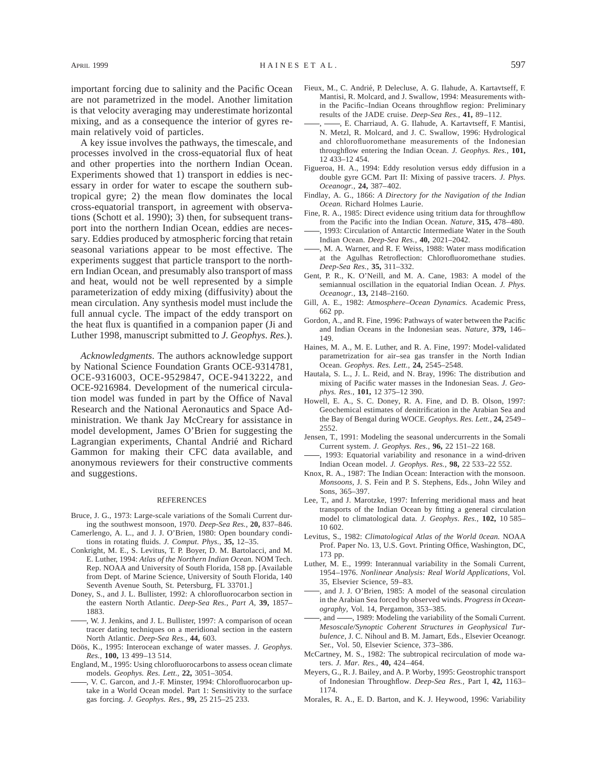important forcing due to salinity and the Pacific Ocean are not parametrized in the model. Another limitation is that velocity averaging may underestimate horizontal mixing, and as a consequence the interior of gyres remain relatively void of particles.

A key issue involves the pathways, the timescale, and processes involved in the cross-equatorial flux of heat and other properties into the northern Indian Ocean. Experiments showed that 1) transport in eddies is necessary in order for water to escape the southern subtropical gyre; 2) the mean flow dominates the local cross-equatorial transport, in agreement with observations (Schott et al. 1990); 3) then, for subsequent transport into the northern Indian Ocean, eddies are necessary. Eddies produced by atmospheric forcing that retain seasonal variations appear to be most effective. The experiments suggest that particle transport to the northern Indian Ocean, and presumably also transport of mass and heat, would not be well represented by a simple parameterization of eddy mixing (diffusivity) about the mean circulation. Any synthesis model must include the full annual cycle. The impact of the eddy transport on the heat flux is quantified in a companion paper (Ji and Luther 1998, manuscript submitted to *J. Geophys. Res.*).

*Acknowledgments.* The authors acknowledge support by National Science Foundation Grants OCE-9314781, OCE-9316003, OCE-9529847, OCE-9413222, and OCE-9216984. Development of the numerical circulation model was funded in part by the Office of Naval Research and the National Aeronautics and Space Administration. We thank Jay McCreary for assistance in model development, James O'Brien for suggesting the Lagrangian experiments, Chantal Andrié and Richard Gammon for making their CFC data available, and anonymous reviewers for their constructive comments and suggestions.

## REFERENCES

Bruce, J. G., 1973: Large-scale variations of the Somali Current during the southwest monsoon, 1970. *Deep-Sea Res.,* **20,** 837–846.

Camerlengo, A. L., and J. J. O'Brien, 1980: Open boundary conditions in rotating fluids. *J. Comput. Phys.,* **35,** 12–35.

Conkright, M. E., S. Levitus, T. P. Boyer, D. M. Bartolacci, and M. E. Luther, 1994: *Atlas of the Northern Indian Ocean.* NOM Tech. Rep. NOAA and University of South Florida, 158 pp. [Available from Dept. of Marine Science, University of South Florida, 140 Seventh Avenue South, St. Petersburg, FL 33701.]

Doney, S., and J. L. Bullister, 1992: A chlorofluorocarbon section in the eastern North Atlantic. *Deep-Sea Res., Part A,* **39,** 1857–1883.

——, W. J. Jenkins, and J. L. Bullister, 1997: A comparison of ocean tracer dating techniques on a meridional section in the eastern North Atlantic. *Deep-Sea Res.,* **44,** 603.

Döös, K., 1995: Interocean exchange of water masses. *J. Geophys. Res.,* **100,** 13 499–13 514.

England, M., 1995: Using chlorofluorocarbons to assess ocean climate models. *Geophys. Res. Lett.,* **22,** 3051–3054.

——, V. C. Garcon, and J.-F. Minster, 1994: Chlorofluorocarbon uptake in a World Ocean model. Part 1: Sensitivity to the surface gas forcing. *J. Geophys. Res.,* **99,** 25 215–25 233.

Fieux, M., C. Andrié, P. Delecluse, A. G. Ilahude, A. Kartavtseff, F. Mantisi, R. Molcard, and J. Swallow, 1994: Measurements within the Pacific–Indian Oceans throughflow region: Preliminary results of the JADE cruise. *Deep-Sea Res.,* **41,** 89–112.

——, ——, E. Charriaud, A. G. Ilahude, A. Kartavtseff, F. Mantisi, N. Metzl, R. Molcard, and J. C. Swallow, 1996: Hydrological and chlorofluoromethane measurements of the Indonesian throughflow entering the Indian Ocean. *J. Geophys. Res.,* **101,** 12 433–12 454.

Figueroa, H. A., 1994: Eddy resolution versus eddy diffusion in a double gyre GCM. Part II: Mixing of passive tracers. *J. Phys. Oceanogr.,* **24,** 387–402.

Findlay, A. G., 1866: *A Directory for the Navigation of the Indian Ocean.* Richard Holmes Laurie.

Fine, R. A., 1985: Direct evidence using tritium data for throughflow from the Pacific into the Indian Ocean. *Nature,* **315,** 478–480.

——, 1993: Circulation of Antarctic Intermediate Water in the South Indian Ocean. *Deep-Sea Res.,* **40,** 2021–2042.

——, M. A. Warner, and R. F. Weiss, 1988: Water mass modification at the Agulhas Retroflection: Chlorofluoromethane studies. *Deep-Sea Res.,* **35,** 311–332.

Gent, P. R., K. O'Neill, and M. A. Cane, 1983: A model of the semiannual oscillation in the equatorial Indian Ocean. *J. Phys. Oceanogr.,* **13,** 2148–2160.

Gill, A. E., 1982: *Atmosphere–Ocean Dynamics.* Academic Press, 662 pp.

Gordon, A., and R. Fine, 1996: Pathways of water between the Pacific and Indian Oceans in the Indonesian seas. *Nature,* **379,** 146–149.

Haines, M. A., M. E. Luther, and R. A. Fine, 1997: Model-validated parametrization for air–sea gas transfer in the North Indian Ocean. *Geophys. Res. Lett.,* **24,** 2545–2548.

Hautala, S. L., J. L. Reid, and N. Bray, 1996: The distribution and mixing of Pacific water masses in the Indonesian Seas. *J. Geophys. Res.,* **101,** 12 375–12 390.

Howell, E. A., S. C. Doney, R. A. Fine, and D. B. Olson, 1997: Geochemical estimates of denitrification in the Arabian Sea and the Bay of Bengal during WOCE. *Geophys. Res. Lett.,* **24,** 2549–2552.

Jensen, T., 1991: Modeling the seasonal undercurrents in the Somali Current system. *J. Geophys. Res.,* **96,** 22 151–22 168.

——, 1993: Equatorial variability and resonance in a wind-driven Indian Ocean model. *J. Geophys. Res.,* **98,** 22 533–22 552.

Knox, R. A., 1987: The Indian Ocean: Interaction with the monsoon. *Monsoons,* J. S. Fein and P. S. Stephens, Eds., John Wiley and Sons, 365–397.

Lee, T., and J. Marotzke, 1997: Inferring meridional mass and heat transports of the Indian Ocean by fitting a general circulation model to climatological data. *J. Geophys. Res.,* **102,** 10 585–10 602.

Levitus, S., 1982: *Climatological Atlas of the World 0cean.* NOAA Prof. Paper No. 13, U.S. Govt. Printing Office, Washington, DC, 173 pp.

Luther, M. E., 1999: Interannual variability in the Somali Current, 1954–1976. *Nonlinear Analysis: Real World Applications,* Vol. 35, Elsevier Science, 59–83.

——, and J. J. O'Brien, 1985: A model of the seasonal circulation in the Arabian Sea forced by observed winds. *Progress in Oceanography,* Vol. 14, Pergamon, 353–385.

——, and ——, 1989: Modeling the variability of the Somali Current. *Mesoscale/Synoptic Coherent Structures in Geophysical Turbulence,* J. C. Nihoul and B. M. Jamart, Eds., Elsevier Oceanogr. Ser., Vol. 50, Elsevier Science, 373–386.

McCartney, M. S., 1982: The subtropical recirculation of mode waters. *J. Mar. Res.,* **40,** 424–464.

Meyers, G., R. J. Bailey, and A. P. Worby, 1995: Geostrophic transport of Indonesian Throughflow. *Deep-Sea Res.,* Part I, **42,** 1163–1174.

Morales, R. A., E. D. Barton, and K. J. Heywood, 1996: Variability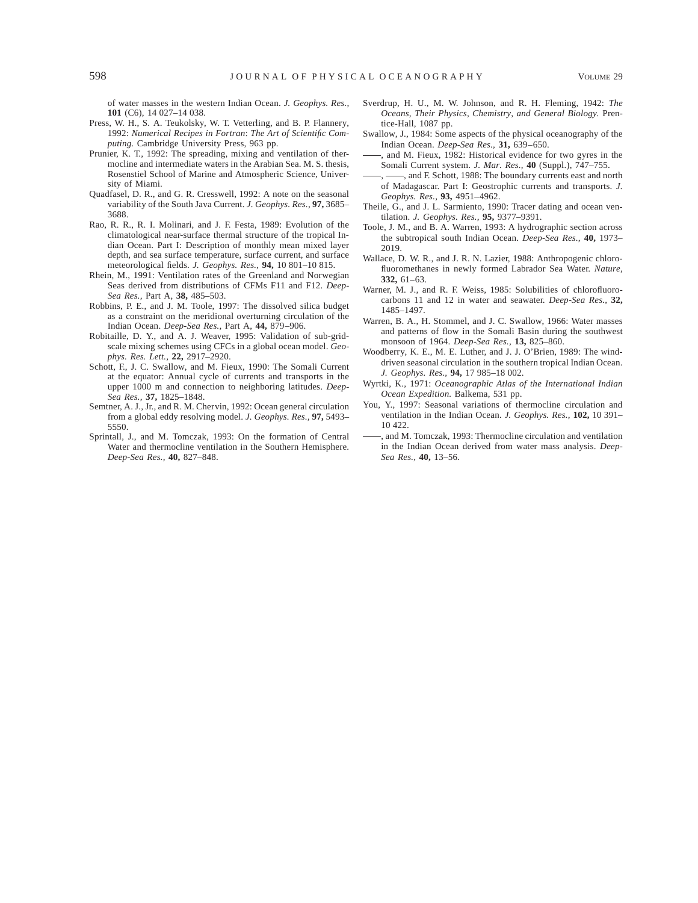of water masses in the western Indian Ocean. *J. Geophys. Res.,* **101** (C6), 14 027–14 038.

Press, W. H., S. A. Teukolsky, W. T. Vetterling, and B. P. Flannery, 1992: *Numerical Recipes in Fortran*: *The Art of Scientific Computing.* Cambridge University Press, 963 pp.

Prunier, K. T., 1992: The spreading, mixing and ventilation of thermocline and intermediate waters in the Arabian Sea. M. S. thesis, Rosenstiel School of Marine and Atmospheric Science, University of Miami.

Quadfasel, D. R., and G. R. Cresswell, 1992: A note on the seasonal variability of the South Java Current. *J. Geophys. Res.,* **97,** 3685–3688.

Rao, R. R., R. I. Molinari, and J. F. Festa, 1989: Evolution of the climatological near-surface thermal structure of the tropical Indian Ocean. Part I: Description of monthly mean mixed layer depth, and sea surface temperature, surface current, and surface meteorological fields. *J. Geophys. Res.,* **94,** 10 801–10 815.

Rhein, M., 1991: Ventilation rates of the Greenland and Norwegian Seas derived from distributions of CFMs F11 and F12. *Deep-Sea Res.,* Part A, **38,** 485–503.

Robbins, P. E., and J. M. Toole, 1997: The dissolved silica budget as a constraint on the meridional overturning circulation of the Indian Ocean. *Deep-Sea Res.,* Part A, **44,** 879–906.

Robitaille, D. Y., and A. J. Weaver, 1995: Validation of sub-grid-scale mixing schemes using CFCs in a global ocean model. *Geophys. Res. Lett.,* **22,** 2917–2920.

Schott, F., J. C. Swallow, and M. Fieux, 1990: The Somali Current at the equator: Annual cycle of currents and transports in the upper 1000 m and connection to neighboring latitudes. *Deep-Sea Res.,* **37,** 1825–1848.

Semtner, A. J., Jr., and R. M. Chervin, 1992: Ocean general circulation from a global eddy resolving model. *J. Geophys. Res.,* **97,** 5493–5550.

Sprintall, J., and M. Tomczak, 1993: On the formation of Central Water and thermocline ventilation in the Southern Hemisphere. *Deep-Sea Res.,* **40,** 827–848.

Sverdrup, H. U., M. W. Johnson, and R. H. Fleming, 1942: *The Oceans, Their Physics, Chemistry, and General Biology.* Prentice-Hall, 1087 pp.

Swallow, J., 1984: Some aspects of the physical oceanography of the Indian Ocean. *Deep-Sea Res.,* **31,** 639–650.

——, and M. Fieux, 1982: Historical evidence for two gyres in the Somali Current system. *J. Mar. Res.,* **40** (Suppl.), 747–755.

——, ——, and F. Schott, 1988: The boundary currents east and north of Madagascar. Part I: Geostrophic currents and transports. *J. Geophys. Res.,* **93,** 4951–4962.

Theile, G., and J. L. Sarmiento, 1990: Tracer dating and ocean ventilation. *J. Geophys. Res.,* **95,** 9377–9391.

Toole, J. M., and B. A. Warren, 1993: A hydrographic section across the subtropical south Indian Ocean. *Deep-Sea Res.,* **40,** 1973–2019.

Wallace, D. W. R., and J. R. N. Lazier, 1988: Anthropogenic chlorofluoromethanes in newly formed Labrador Sea Water. *Nature,* **332,** 61–63.

Warner, M. J., and R. F. Weiss, 1985: Solubilities of chlorofluorocarbons 11 and 12 in water and seawater. *Deep-Sea Res.,* **32,** 1485–1497.

Warren, B. A., H. Stommel, and J. C. Swallow, 1966: Water masses and patterns of flow in the Somali Basin during the southwest monsoon of 1964. *Deep-Sea Res.,* **13,** 825–860.

Woodberry, K. E., M. E. Luther, and J. J. O'Brien, 1989: The wind-driven seasonal circulation in the southern tropical Indian Ocean. *J. Geophys. Res.,* **94,** 17 985–18 002.

Wyrtki, K., 1971: *Oceanographic Atlas of the International Indian Ocean Expedition.* Balkema, 531 pp.

You, Y., 1997: Seasonal variations of thermocline circulation and ventilation in the Indian Ocean. *J. Geophys. Res.,* **102,** 10 391–10 422.

——, and M. Tomczak, 1993: Thermocline circulation and ventilation in the Indian Ocean derived from water mass analysis. *Deep-Sea Res.,* **40,** 13–56.